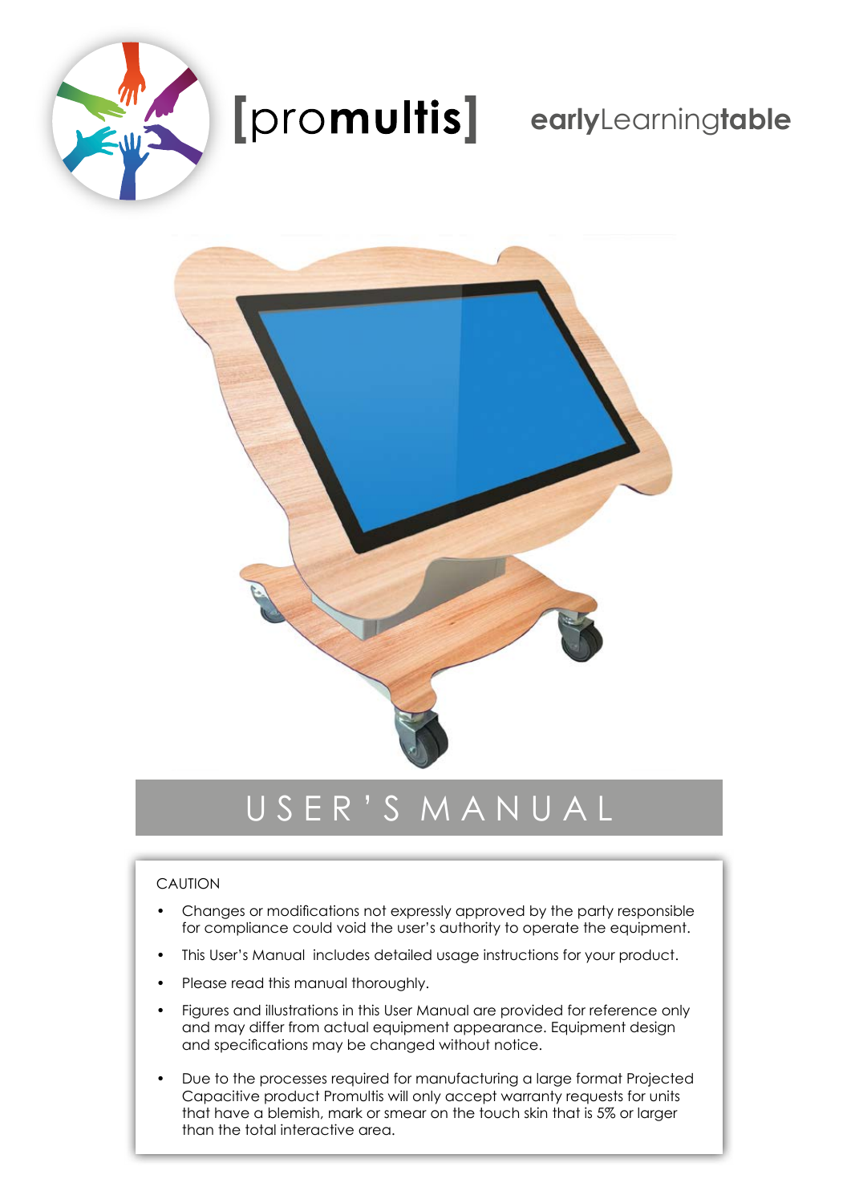# [promultis]

## earlyLearningtable

# USER'S MANUAL

CAUTION

- Changes or modifications not expressly approved by the party responsible for compliance could void the user's authority to operate the equipment.
- This User's Manual includes detailed usage instructions for your product.
- Please read this manual thoroughly.
- Figures and illustrations in this User Manual are provided for reference only and may differ from actual equipment appearance. Equipment design and specifications may be changed without notice.
- Due to the processes required for manufacturing a large format Projected Capacitive product Promultis will only accept warranty requests for units that have a blemish, mark or smear on the touch skin that is 5% or larger than the total interactive area.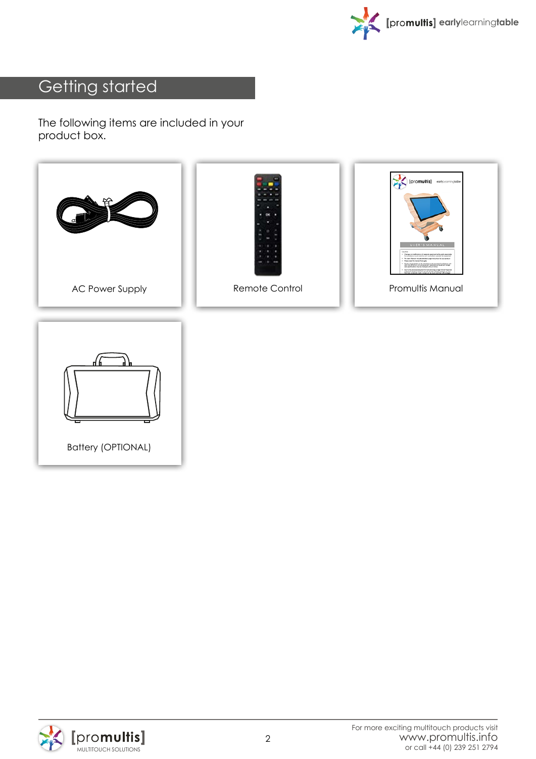# Getting started

The following items are included in your product box.

AC Power Supply

Remote Control

Promultis Manual

Battery (OPTIONAL)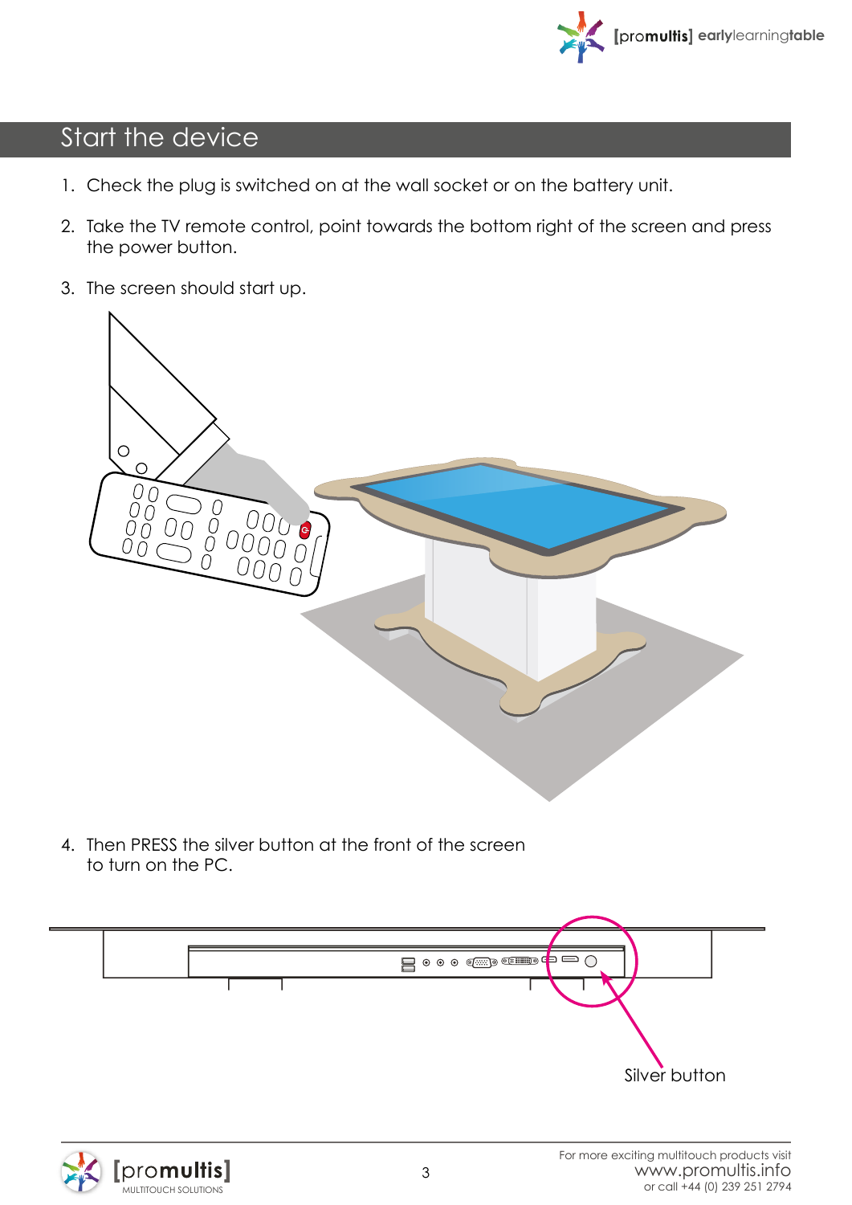## Start the device

1. Check the plug is switched on at the wall socket or on the battery unit.
2. Take the TV remote control, point towards the bottom right of the screen and press the power button.
3. The screen should start up.
4. Then PRESS the silver button at the front of the screen to turn on the PC.

Silver button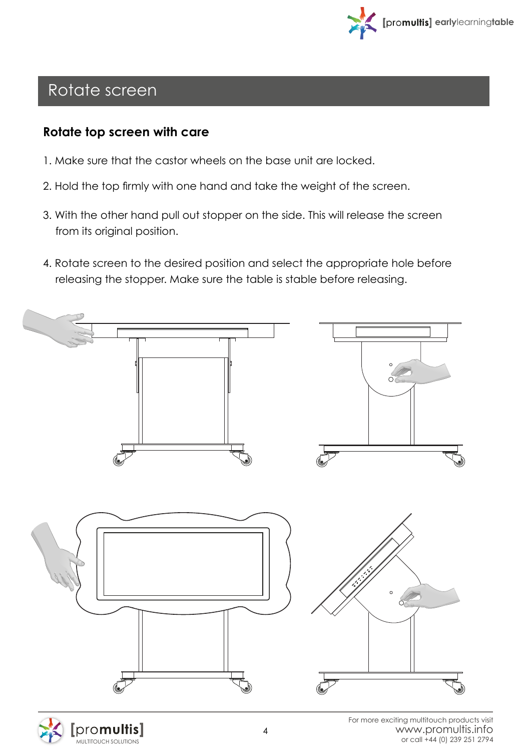# Rotate screen

### Rotate top screen with care

1. Make sure that the castor wheels on the base unit are locked.
2. Hold the top firmly with one hand and take the weight of the screen.
3. With the other hand pull out stopper on the side. This will release the screen from its original position.
4. Rotate screen to the desired position and select the appropriate hole before releasing the stopper. Make sure the table is stable before releasing.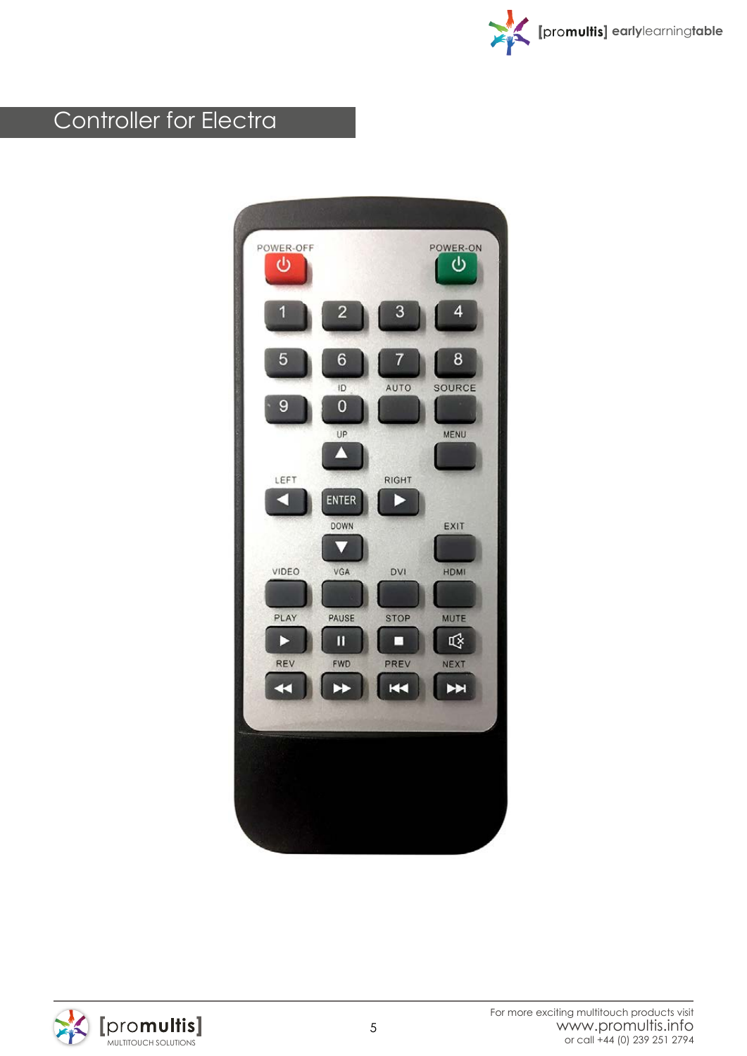# Controller for Electra

POWER-OFF POWER-ON

1 2 3 4

5 6 7 8

ID AUTO SOURCE

9 0

UP MENU

LEFT ENTER RIGHT

DOWN EXIT

VIDEO VGA DVI HDMI

PLAY PAUSE STOP MUTE

REV FWD PREV NEXT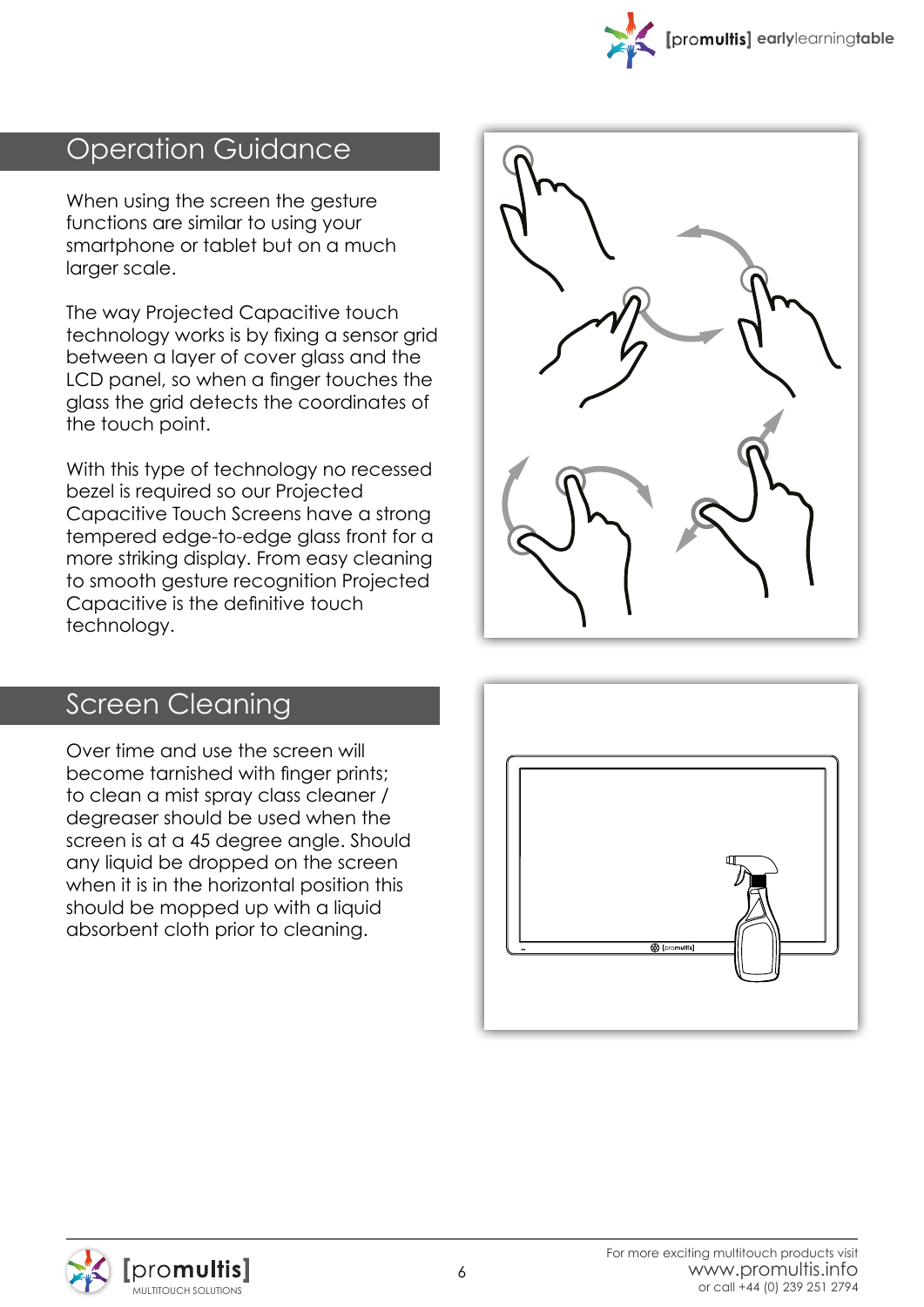## Operation Guidance

When using the screen the gesture functions are similar to using your smartphone or tablet but on a much larger scale.

The way Projected Capacitive touch technology works is by fixing a sensor grid between a layer of cover glass and the LCD panel, so when a finger touches the glass the grid detects the coordinates of the touch point.

With this type of technology no recessed bezel is required so our Projected Capacitive Touch Screens have a strong tempered edge-to-edge glass front for a more striking display. From easy cleaning to smooth gesture recognition Projected Capacitive is the definitive touch technology.

## Screen Cleaning

Over time and use the screen will become tarnished with finger prints; to clean a mist spray class cleaner / degreaser should be used when the screen is at a 45 degree angle. Should any liquid be dropped on the screen when it is in the horizontal position this should be mopped up with a liquid absorbent cloth prior to cleaning.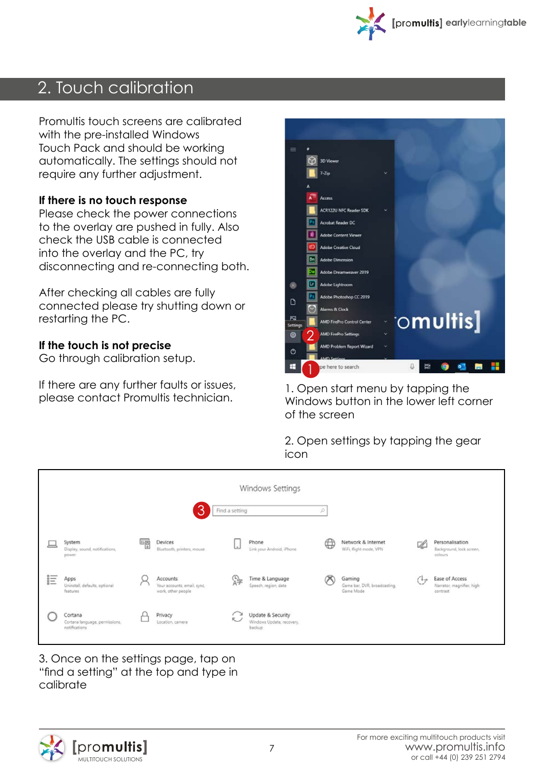## 2. Touch calibration

Promultis touch screens are calibrated with the pre-installed Windows Touch Pack and should be working automatically. The settings should not require any further adjustment.

**If there is no touch response**
Please check the power connections to the overlay are pushed in fully. Also check the USB cable is connected into the overlay and the PC, try disconnecting and re-connecting both.

After checking all cables are fully connected please try shutting down or restarting the PC.

**If the touch is not precise**
Go through calibration setup.

If there are any further faults or issues, please contact Promultis technician.

1. Open start menu by tapping the Windows button in the lower left corner of the screen

2. Open settings by tapping the gear icon

3. Once on the settings page, tap on “find a setting” at the top and type in calibrate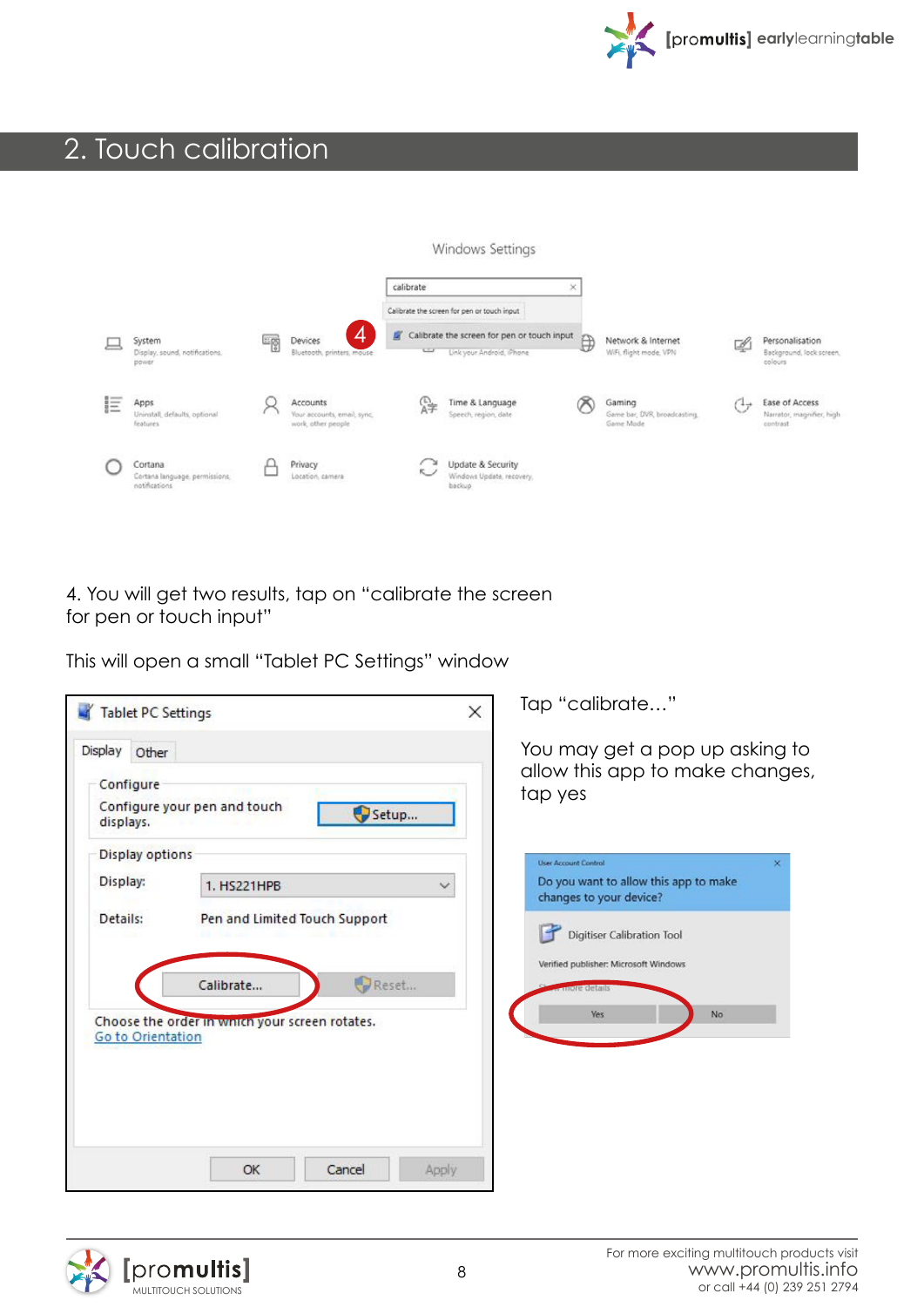## 2. Touch calibration

4. You will get two results, tap on “calibrate the screen for pen or touch input”

This will open a small “Tablet PC Settings” window

Tap “calibrate…”

You may get a pop up asking to allow this app to make changes, tap yes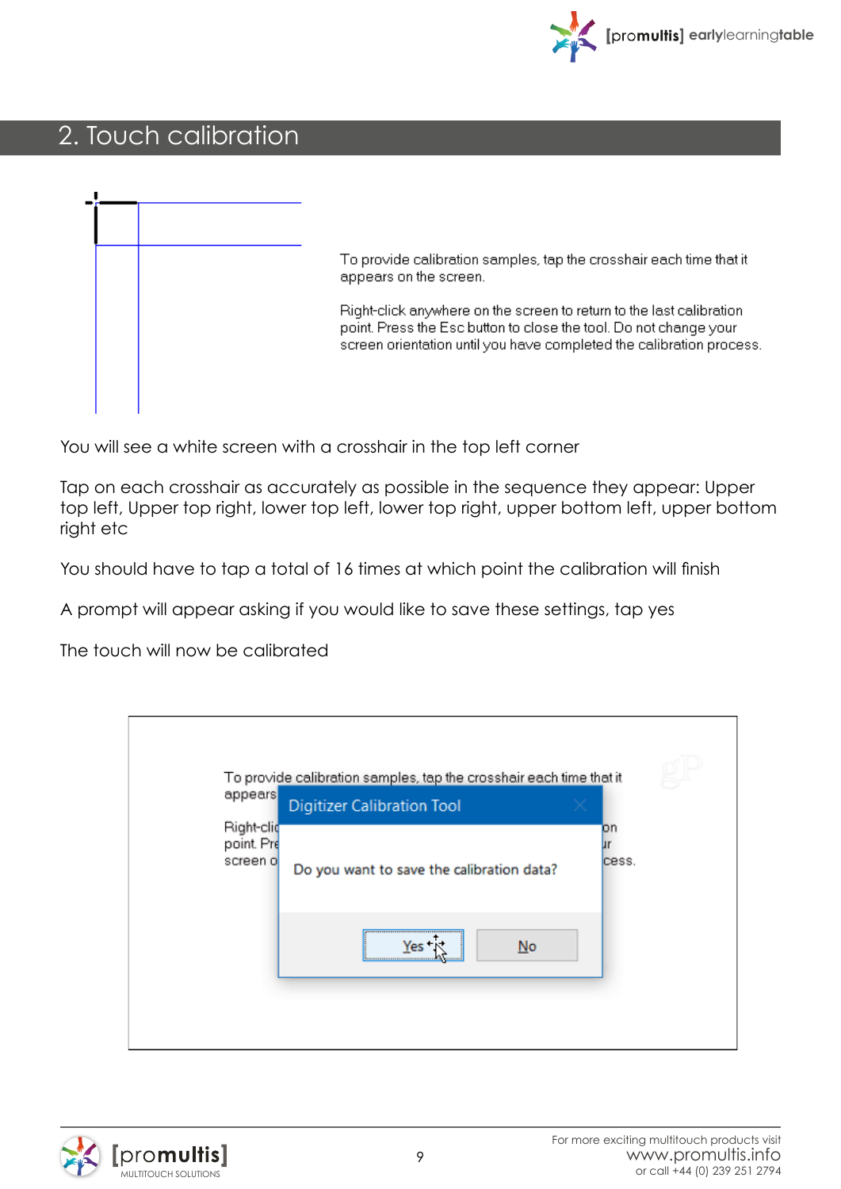## 2. Touch calibration

To provide calibration samples, tap the crosshair each time that it appears on the screen.

Right-click anywhere on the screen to return to the last calibration point. Press the Esc button to close the tool. Do not change your screen orientation until you have completed the calibration process.

You will see a white screen with a crosshair in the top left corner

Tap on each crosshair as accurately as possible in the sequence they appear: Upper top left, Upper top right, lower top left, lower top right, upper bottom left, upper bottom right etc

You should have to tap a total of 16 times at which point the calibration will finish

A prompt will appear asking if you would like to save these settings, tap yes

The touch will now be calibrated

Digitizer Calibration Tool

Do you want to save the calibration data?

Yes No